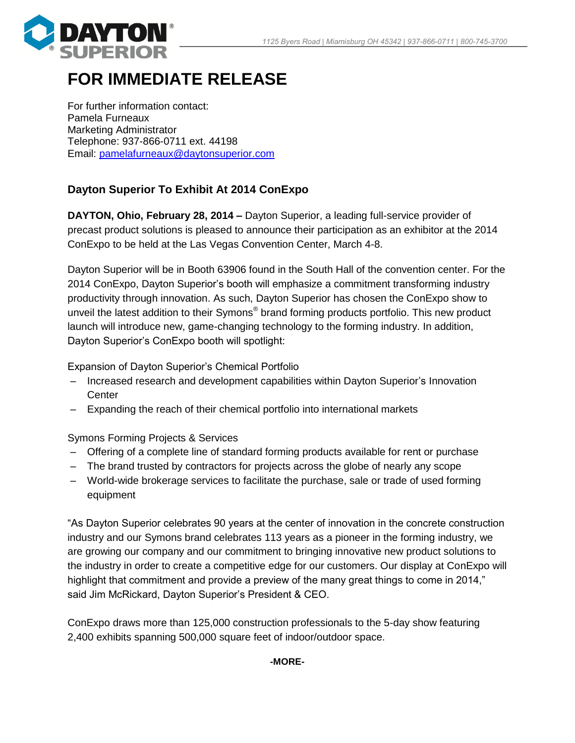# FOR IMMEDIATE RELEASE

For further information contact:
Pamela Furneaux
Marketing Administrator
Telephone: 937-866-0711 ext. 44198
Email: pamelafurneaux@daytonsuperior.com

### Dayton Superior To Exhibit At 2014 ConExpo

**DAYTON, Ohio, February 28, 2014 –** Dayton Superior, a leading full-service provider of precast product solutions is pleased to announce their participation as an exhibitor at the 2014 ConExpo to be held at the Las Vegas Convention Center, March 4-8.

Dayton Superior will be in Booth 63906 found in the South Hall of the convention center. For the 2014 ConExpo, Dayton Superior's booth will emphasize a commitment transforming industry productivity through innovation. As such, Dayton Superior has chosen the ConExpo show to unveil the latest addition to their Symons® brand forming products portfolio. This new product launch will introduce new, game-changing technology to the forming industry. In addition, Dayton Superior's ConExpo booth will spotlight:

Expansion of Dayton Superior's Chemical Portfolio

- Increased research and development capabilities within Dayton Superior's Innovation Center
- Expanding the reach of their chemical portfolio into international markets

Symons Forming Projects & Services

- Offering of a complete line of standard forming products available for rent or purchase
- The brand trusted by contractors for projects across the globe of nearly any scope
- World-wide brokerage services to facilitate the purchase, sale or trade of used forming equipment

"As Dayton Superior celebrates 90 years at the center of innovation in the concrete construction industry and our Symons brand celebrates 113 years as a pioneer in the forming industry, we are growing our company and our commitment to bringing innovative new product solutions to the industry in order to create a competitive edge for our customers. Our display at ConExpo will highlight that commitment and provide a preview of the many great things to come in 2014," said Jim McRickard, Dayton Superior's President & CEO.

ConExpo draws more than 125,000 construction professionals to the 5-day show featuring 2,400 exhibits spanning 500,000 square feet of indoor/outdoor space.

**-MORE-**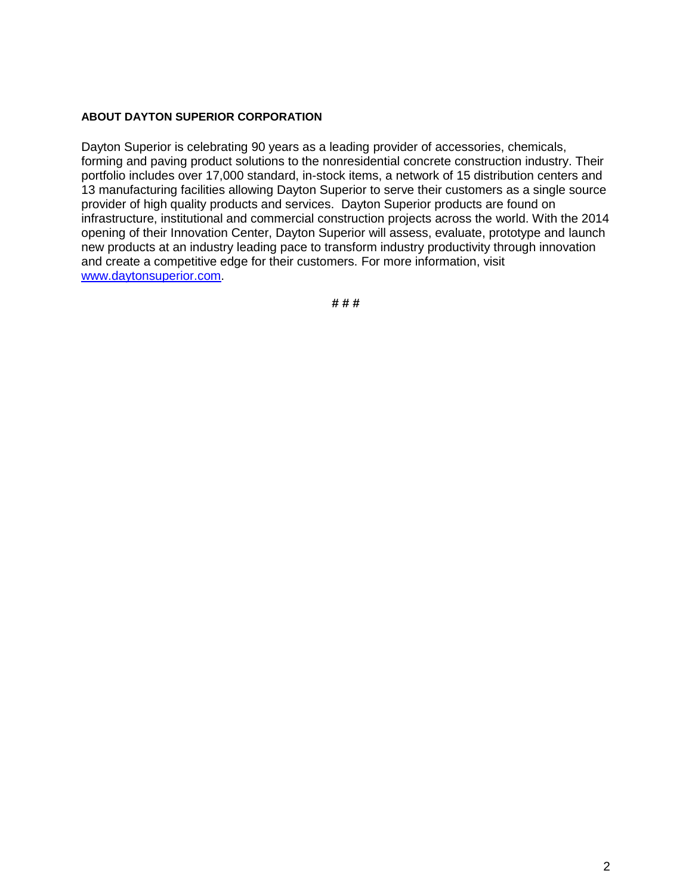**ABOUT DAYTON SUPERIOR CORPORATION**

Dayton Superior is celebrating 90 years as a leading provider of accessories, chemicals, forming and paving product solutions to the nonresidential concrete construction industry. Their portfolio includes over 17,000 standard, in-stock items, a network of 15 distribution centers and 13 manufacturing facilities allowing Dayton Superior to serve their customers as a single source provider of high quality products and services. Dayton Superior products are found on infrastructure, institutional and commercial construction projects across the world. With the 2014 opening of their Innovation Center, Dayton Superior will assess, evaluate, prototype and launch new products at an industry leading pace to transform industry productivity through innovation and create a competitive edge for their customers. For more information, visit [www.daytonsuperior.com](http://www.daytonsuperior.com).

# # #